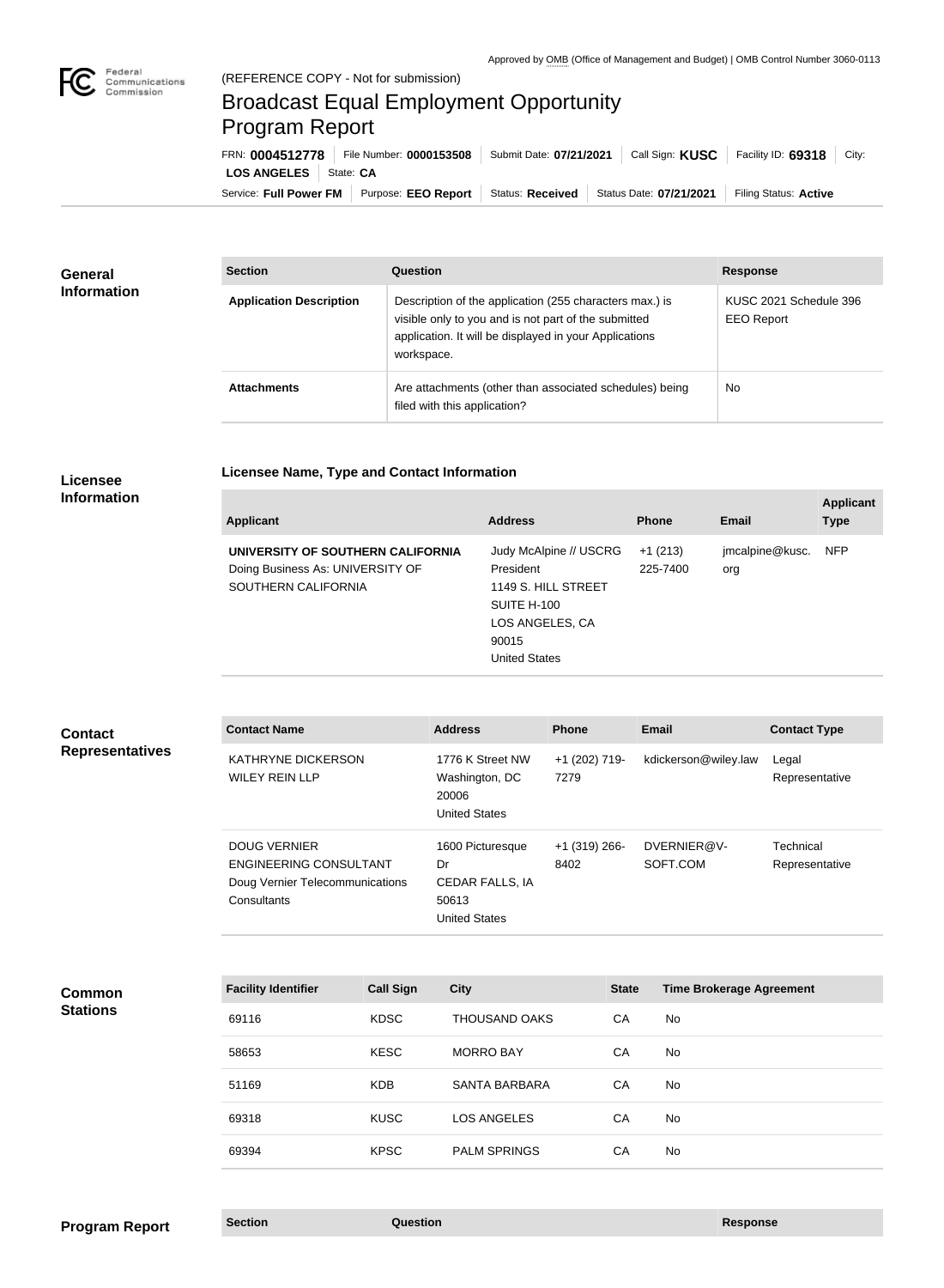Approved by OMB (Office of Management and Budget) | OMB Control Number 3060-0113

(REFERENCE COPY - Not for submission)

# Broadcast Equal Employment Opportunity Program Report

FRN: **0004512778** | File Number: **0000153508** | Submit Date: **07/21/2021** | Call Sign: **KUSC** | Facility ID: **69318** | City: **LOS ANGELES** | State: **CA**

Service: **Full Power FM** | Purpose: **EEO Report** | Status: **Received** | Status Date: **07/21/2021** | Filing Status: **Active**

## General Information

| Section | Question | Response |
|---|---|---|
| **Application Description** | Description of the application (255 characters max.) is visible only to you and is not part of the submitted application. It will be displayed in your Applications workspace. | KUSC 2021 Schedule 396 EEO Report |
| **Attachments** | Are attachments (other than associated schedules) being filed with this application? | No |

## Licensee Information

### Licensee Name, Type and Contact Information

| Applicant | Address | Phone | Email | Applicant Type |
|---|---|---|---|---|
| **UNIVERSITY OF SOUTHERN CALIFORNIA** Doing Business As: UNIVERSITY OF SOUTHERN CALIFORNIA | Judy McAlpine // USCRG President 1149 S. HILL STREET SUITE H-100 LOS ANGELES, CA 90015 United States | +1 (213) 225-7400 | jmcalpine@kusc.org | NFP |

## Contact Representatives

| Contact Name | Address | Phone | Email | Contact Type |
|---|---|---|---|---|
| KATHRYNE DICKERSON WILEY REIN LLP | 1776 K Street NW Washington, DC 20006 United States | +1 (202) 719-7279 | kdickerson@wiley.law | Legal Representative |
| DOUG VERNIER ENGINEERING CONSULTANT Doug Vernier Telecommunications Consultants | 1600 Picturesque Dr CEDAR FALLS, IA 50613 United States | +1 (319) 266-8402 | DVERNIER@V-SOFT.COM | Technical Representative |

## Common Stations

| Facility Identifier | Call Sign | City | State | Time Brokerage Agreement |
|---|---|---|---|---|
| 69116 | KDSC | THOUSAND OAKS | CA | No |
| 58653 | KESC | MORRO BAY | CA | No |
| 51169 | KDB | SANTA BARBARA | CA | No |
| 69318 | KUSC | LOS ANGELES | CA | No |
| 69394 | KPSC | PALM SPRINGS | CA | No |

## Program Report

| Section | Question | Response |
|---|---|---|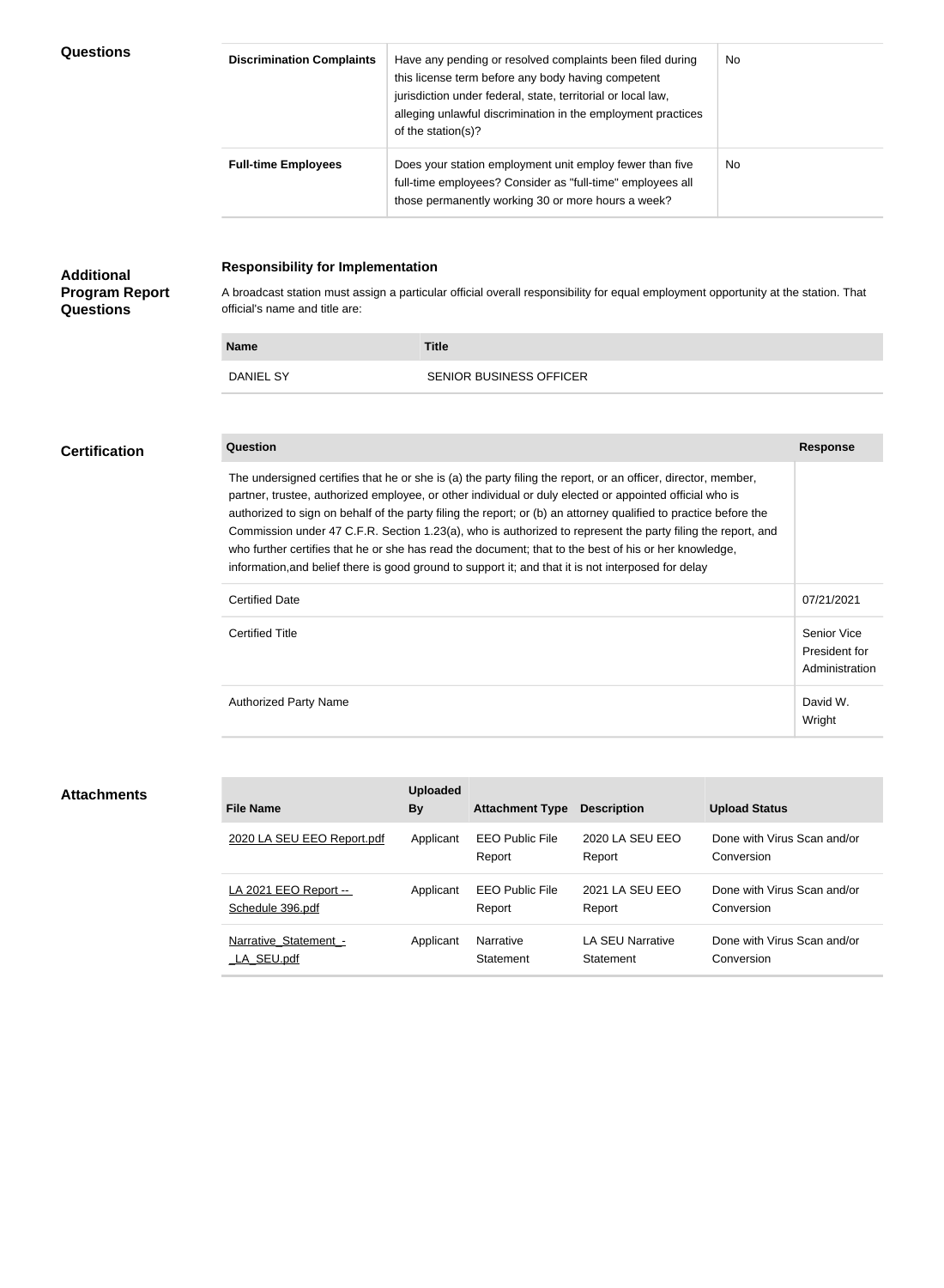## Questions

| | | |
|---|---|---|
| **Discrimination Complaints** | Have any pending or resolved complaints been filed during this license term before any body having competent jurisdiction under federal, state, territorial or local law, alleging unlawful discrimination in the employment practices of the station(s)? | No |
| **Full-time Employees** | Does your station employment unit employ fewer than five full-time employees? Consider as "full-time" employees all those permanently working 30 or more hours a week? | No |

## Additional Program Report Questions

### Responsibility for Implementation

A broadcast station must assign a particular official overall responsibility for equal employment opportunity at the station. That official's name and title are:

| Name | Title |
|---|---|
| DANIEL SY | SENIOR BUSINESS OFFICER |

## Certification

| Question | Response |
|---|---|
| The undersigned certifies that he or she is (a) the party filing the report, or an officer, director, member, partner, trustee, authorized employee, or other individual or duly elected or appointed official who is authorized to sign on behalf of the party filing the report; or (b) an attorney qualified to practice before the Commission under 47 C.F.R. Section 1.23(a), who is authorized to represent the party filing the report, and who further certifies that he or she has read the document; that to the best of his or her knowledge, information,and belief there is good ground to support it; and that it is not interposed for delay | |
| Certified Date | 07/21/2021 |
| Certified Title | Senior Vice President for Administration |
| Authorized Party Name | David W. Wright |

## Attachments

| File Name | Uploaded By | Attachment Type | Description | Upload Status |
|---|---|---|---|---|
| 2020 LA SEU EEO Report.pdf | Applicant | EEO Public File Report | 2020 LA SEU EEO Report | Done with Virus Scan and/or Conversion |
| LA 2021 EEO Report -- Schedule 396.pdf | Applicant | EEO Public File Report | 2021 LA SEU EEO Report | Done with Virus Scan and/or Conversion |
| Narrative_Statement_-_LA_SEU.pdf | Applicant | Narrative Statement | LA SEU Narrative Statement | Done with Virus Scan and/or Conversion |